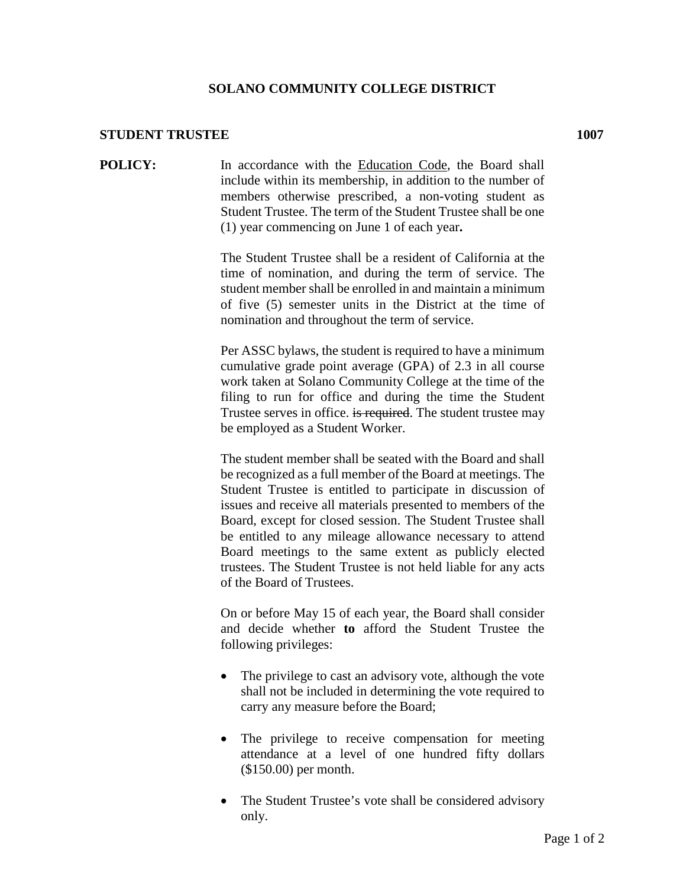**SOLANO COMMUNITY COLLEGE DISTRICT**

**STUDENT TRUSTEE** **1007**

**POLICY:**

In accordance with the Education Code, the Board shall include within its membership, in addition to the number of members otherwise prescribed, a non-voting student as Student Trustee. The term of the Student Trustee shall be one (1) year commencing on June 1 of each year**.**

The Student Trustee shall be a resident of California at the time of nomination, and during the term of service. The student member shall be enrolled in and maintain a minimum of five (5) semester units in the District at the time of nomination and throughout the term of service.

Per ASSC bylaws, the student is required to have a minimum cumulative grade point average (GPA) of 2.3 in all course work taken at Solano Community College at the time of the filing to run for office and during the time the Student Trustee serves in office. ~~is required~~. The student trustee may be employed as a Student Worker.

The student member shall be seated with the Board and shall be recognized as a full member of the Board at meetings. The Student Trustee is entitled to participate in discussion of issues and receive all materials presented to members of the Board, except for closed session. The Student Trustee shall be entitled to any mileage allowance necessary to attend Board meetings to the same extent as publicly elected trustees. The Student Trustee is not held liable for any acts of the Board of Trustees.

On or before May 15 of each year, the Board shall consider and decide whether **to** afford the Student Trustee the following privileges:

- The privilege to cast an advisory vote, although the vote shall not be included in determining the vote required to carry any measure before the Board;
- The privilege to receive compensation for meeting attendance at a level of one hundred fifty dollars ($150.00) per month.
- The Student Trustee's vote shall be considered advisory only.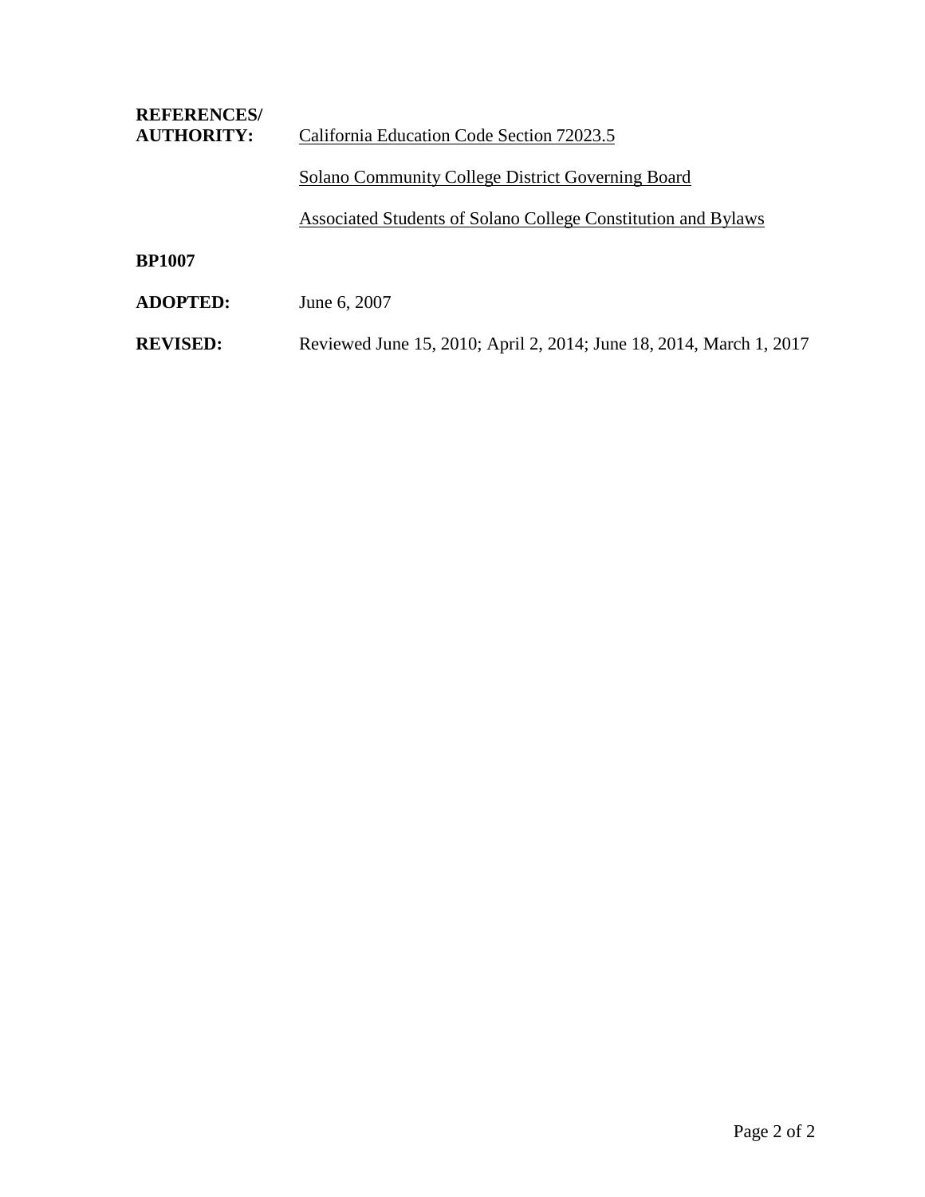**REFERENCES/ AUTHORITY:** California Education Code Section 72023.5

Solano Community College District Governing Board

Associated Students of Solano College Constitution and Bylaws

**BP1007**

**ADOPTED:** June 6, 2007

**REVISED:** Reviewed June 15, 2010; April 2, 2014; June 18, 2014, March 1, 2017